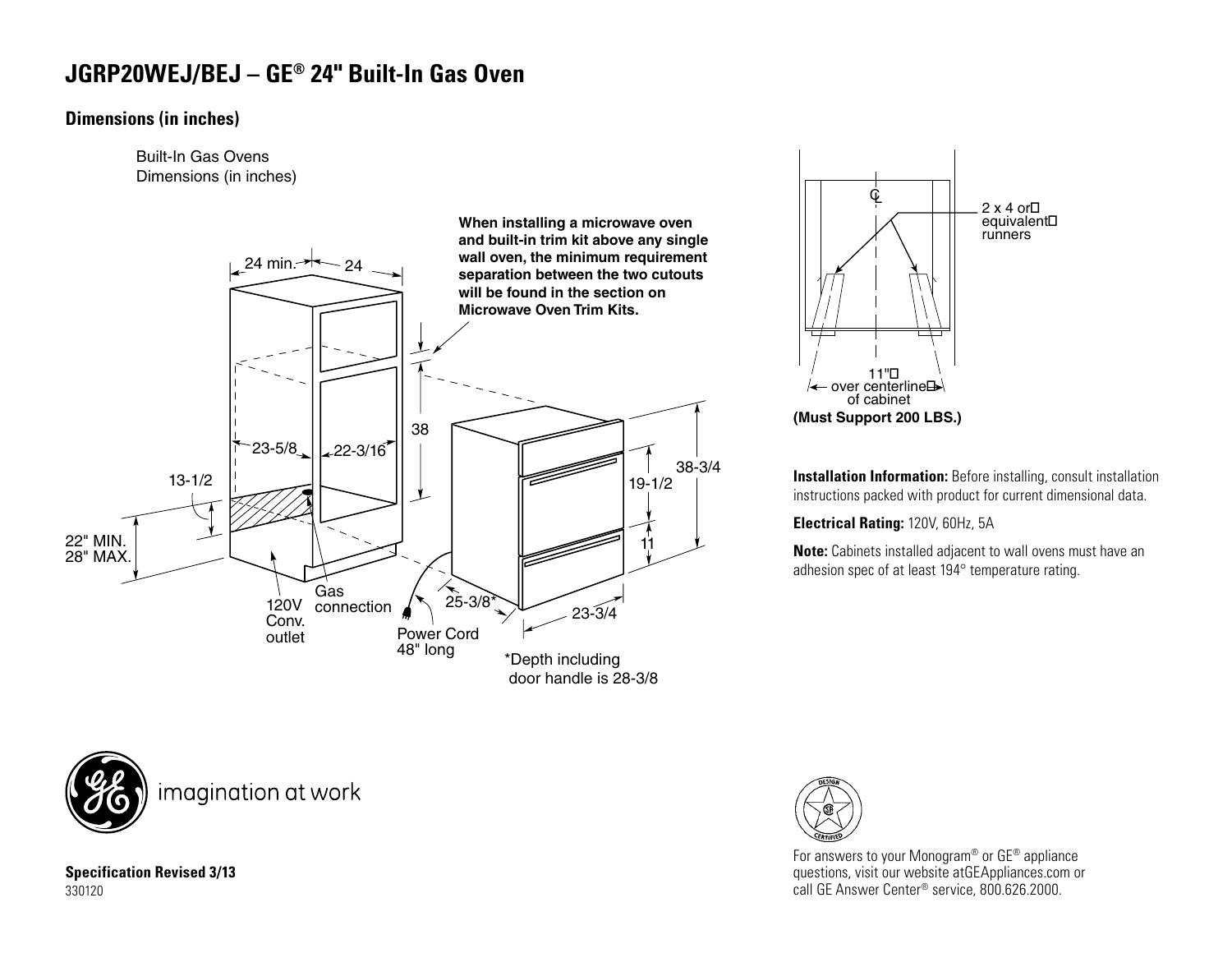# JGRP20WEJ/BEJ – GE® 24" Built-In Gas Oven

## Dimensions (in inches)

Built-In Gas Ovens
Dimensions (in inches)

When installing a microwave oven and built-in trim kit above any single wall oven, the minimum requirement separation between the two cutouts will be found in the section on Microwave Oven Trim Kits.

24 min.
24
23-5/8
22-3/16
38
13-1/2
22" MIN.
28" MAX.
120V Conv. outlet
Gas connection
Power Cord 48" long
25-3/8*
23-3/4
19-1/2
11
38-3/4

*Depth including door handle is 28-3/8

2 x 4 or equivalent runners

11" over centerline of cabinet

**(Must Support 200 LBS.)**

**Installation Information:** Before installing, consult installation instructions packed with product for current dimensional data.

**Electrical Rating:** 120V, 60Hz, 5A

**Note:** Cabinets installed adjacent to wall ovens must have an adhesion spec of at least 194° temperature rating.

imagination at work

**Specification Revised 3/13**
330120

For answers to your Monogram® or GE® appliance questions, visit our website atGEAppliances.com or call GE Answer Center® service, 800.626.2000.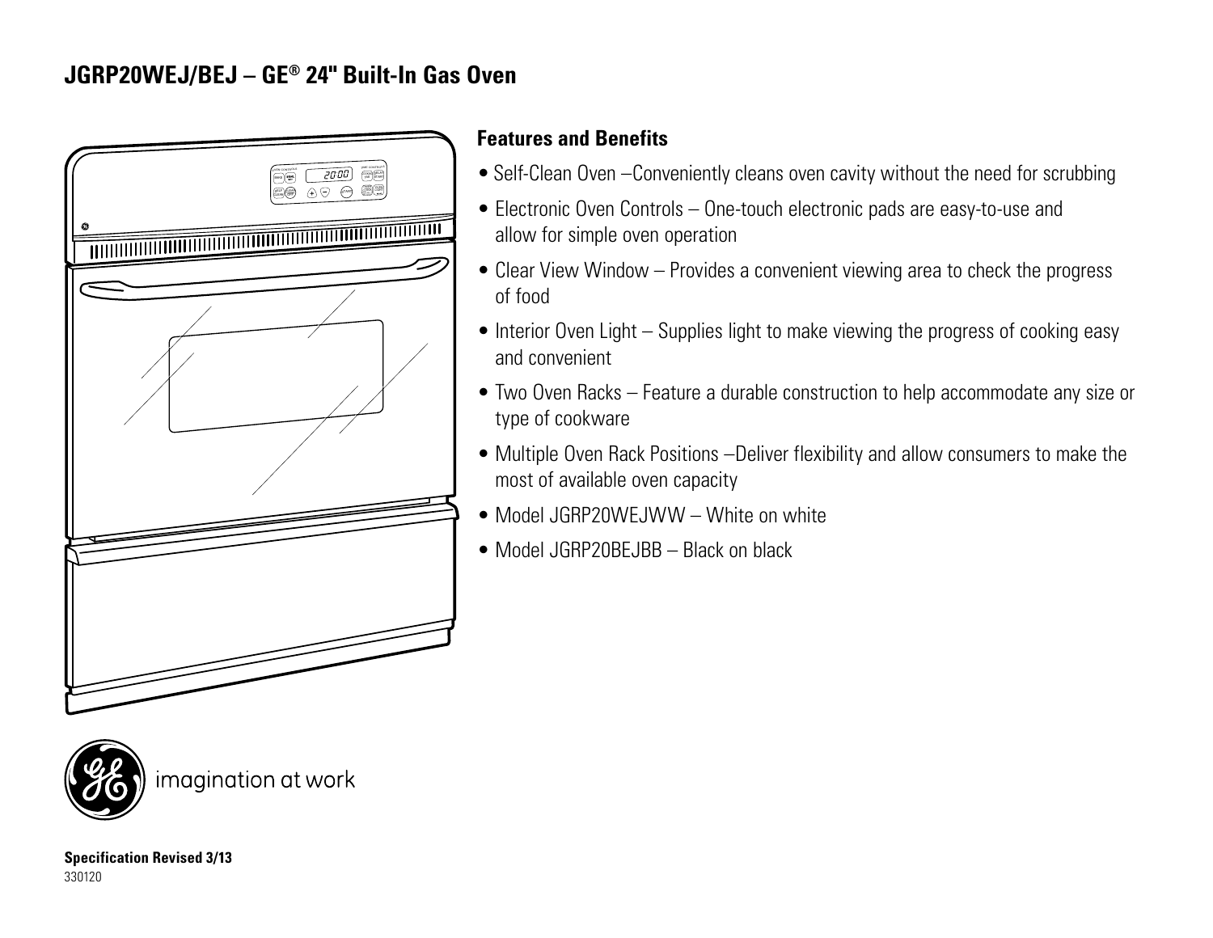## JGRP20WEJ/BEJ – GE® 24" Built-In Gas Oven

### Features and Benefits

- Self-Clean Oven –Conveniently cleans oven cavity without the need for scrubbing
- Electronic Oven Controls – One-touch electronic pads are easy-to-use and allow for simple oven operation
- Clear View Window – Provides a convenient viewing area to check the progress of food
- Interior Oven Light – Supplies light to make viewing the progress of cooking easy and convenient
- Two Oven Racks – Feature a durable construction to help accommodate any size or type of cookware
- Multiple Oven Rack Positions –Deliver flexibility and allow consumers to make the most of available oven capacity
- Model JGRP20WEJWW – White on white
- Model JGRP20BEJBB – Black on black

imagination at work

**Specification Revised 3/13**
330120